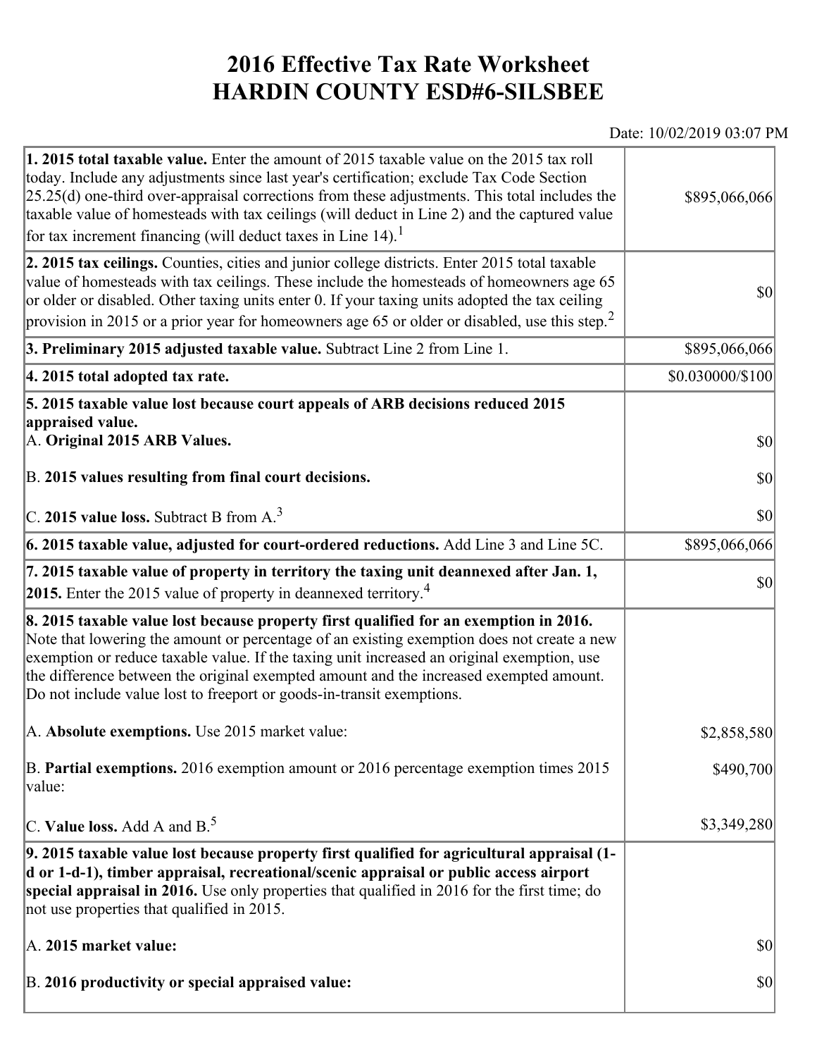# 2016 Effective Tax Rate Worksheet
# HARDIN COUNTY ESD#6-SILSBEE

Date: 10/02/2019 03:07 PM

| Description | Amount |
|---|---|
| **1. 2015 total taxable value.** Enter the amount of 2015 taxable value on the 2015 tax roll today. Include any adjustments since last year's certification; exclude Tax Code Section 25.25(d) one-third over-appraisal corrections from these adjustments. This total includes the taxable value of homesteads with tax ceilings (will deduct in Line 2) and the captured value for tax increment financing (will deduct taxes in Line 14).[1] | $895,066,066 |
| **2. 2015 tax ceilings.** Counties, cities and junior college districts. Enter 2015 total taxable value of homesteads with tax ceilings. These include the homesteads of homeowners age 65 or older or disabled. Other taxing units enter 0. If your taxing units adopted the tax ceiling provision in 2015 or a prior year for homeowners age 65 or older or disabled, use this step.[2] | $0 |
| **3. Preliminary 2015 adjusted taxable value.** Subtract Line 2 from Line 1. | $895,066,066 |
| **4. 2015 total adopted tax rate.** | $0.030000/$100 |
| **5. 2015 taxable value lost because court appeals of ARB decisions reduced 2015 appraised value.** | |
| A. **Original 2015 ARB Values.** | $0 |
| B. **2015 values resulting from final court decisions.** | $0 |
| C. **2015 value loss.** Subtract B from A.[3] | $0 |
| **6. 2015 taxable value, adjusted for court-ordered reductions.** Add Line 3 and Line 5C. | $895,066,066 |
| **7. 2015 taxable value of property in territory the taxing unit deannexed after Jan. 1, 2015.** Enter the 2015 value of property in deannexed territory.[4] | $0 |
| **8. 2015 taxable value lost because property first qualified for an exemption in 2016.** Note that lowering the amount or percentage of an existing exemption does not create a new exemption or reduce taxable value. If the taxing unit increased an original exemption, use the difference between the original exempted amount and the increased exempted amount. Do not include value lost to freeport or goods-in-transit exemptions. | |
| A. **Absolute exemptions.** Use 2015 market value: | $2,858,580 |
| B. **Partial exemptions.** 2016 exemption amount or 2016 percentage exemption times 2015 value: | $490,700 |
| C. **Value loss.** Add A and B.[5] | $3,349,280 |
| **9. 2015 taxable value lost because property first qualified for agricultural appraisal (1-d or 1-d-1), timber appraisal, recreational/scenic appraisal or public access airport special appraisal in 2016.** Use only properties that qualified in 2016 for the first time; do not use properties that qualified in 2015. | |
| A. **2015 market value:** | $0 |
| B. **2016 productivity or special appraised value:** | $0 |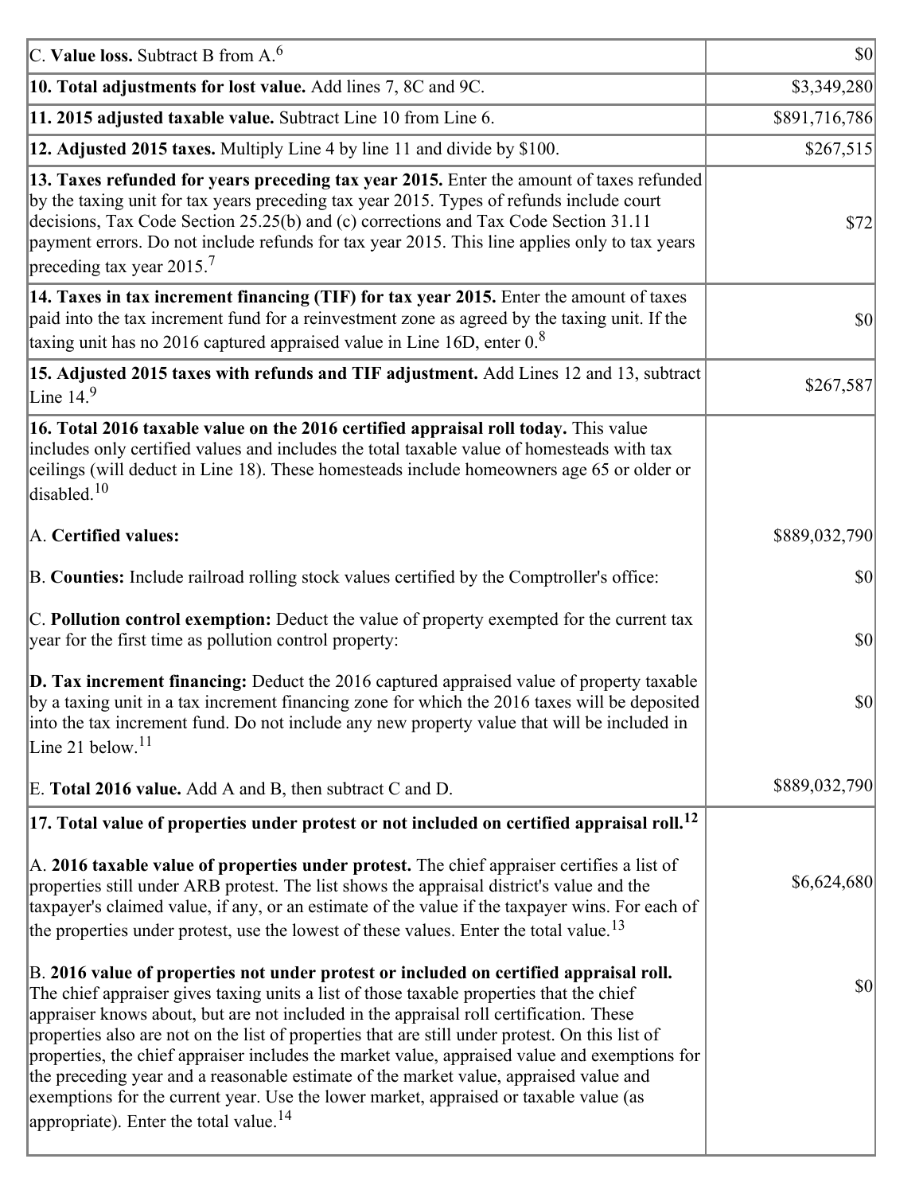| | |
|---|---|
| C. **Value loss.** Subtract B from A.[6] | $0 |
| **10. Total adjustments for lost value.** Add lines 7, 8C and 9C. | $3,349,280 |
| **11. 2015 adjusted taxable value.** Subtract Line 10 from Line 6. | $891,716,786 |
| **12. Adjusted 2015 taxes.** Multiply Line 4 by line 11 and divide by $100. | $267,515 |
| **13. Taxes refunded for years preceding tax year 2015.** Enter the amount of taxes refunded by the taxing unit for tax years preceding tax year 2015. Types of refunds include court decisions, Tax Code Section 25.25(b) and (c) corrections and Tax Code Section 31.11 payment errors. Do not include refunds for tax year 2015. This line applies only to tax years preceding tax year 2015.[7] | $72 |
| **14. Taxes in tax increment financing (TIF) for tax year 2015.** Enter the amount of taxes paid into the tax increment fund for a reinvestment zone as agreed by the taxing unit. If the taxing unit has no 2016 captured appraised value in Line 16D, enter 0.[8] | $0 |
| **15. Adjusted 2015 taxes with refunds and TIF adjustment.** Add Lines 12 and 13, subtract Line 14.[9] | $267,587 |
| **16. Total 2016 taxable value on the 2016 certified appraisal roll today.** This value includes only certified values and includes the total taxable value of homesteads with tax ceilings (will deduct in Line 18). These homesteads include homeowners age 65 or older or disabled.[10] | |
| A. **Certified values:** | $889,032,790 |
| B. **Counties:** Include railroad rolling stock values certified by the Comptroller's office: | $0 |
| C. **Pollution control exemption:** Deduct the value of property exempted for the current tax year for the first time as pollution control property: | $0 |
| **D. Tax increment financing:** Deduct the 2016 captured appraised value of property taxable by a taxing unit in a tax increment financing zone for which the 2016 taxes will be deposited into the tax increment fund. Do not include any new property value that will be included in Line 21 below.[11] | $0 |
| E. **Total 2016 value.** Add A and B, then subtract C and D. | $889,032,790 |
| **17. Total value of properties under protest or not included on certified appraisal roll.**[12] | |
| A. **2016 taxable value of properties under protest.** The chief appraiser certifies a list of properties still under ARB protest. The list shows the appraisal district's value and the taxpayer's claimed value, if any, or an estimate of the value if the taxpayer wins. For each of the properties under protest, use the lowest of these values. Enter the total value.[13] | $6,624,680 |
| B. **2016 value of properties not under protest or included on certified appraisal roll.** The chief appraiser gives taxing units a list of those taxable properties that the chief appraiser knows about, but are not included in the appraisal roll certification. These properties also are not on the list of properties that are still under protest. On this list of properties, the chief appraiser includes the market value, appraised value and exemptions for the preceding year and a reasonable estimate of the market value, appraised value and exemptions for the current year. Use the lower market, appraised or taxable value (as appropriate). Enter the total value.[14] | $0 |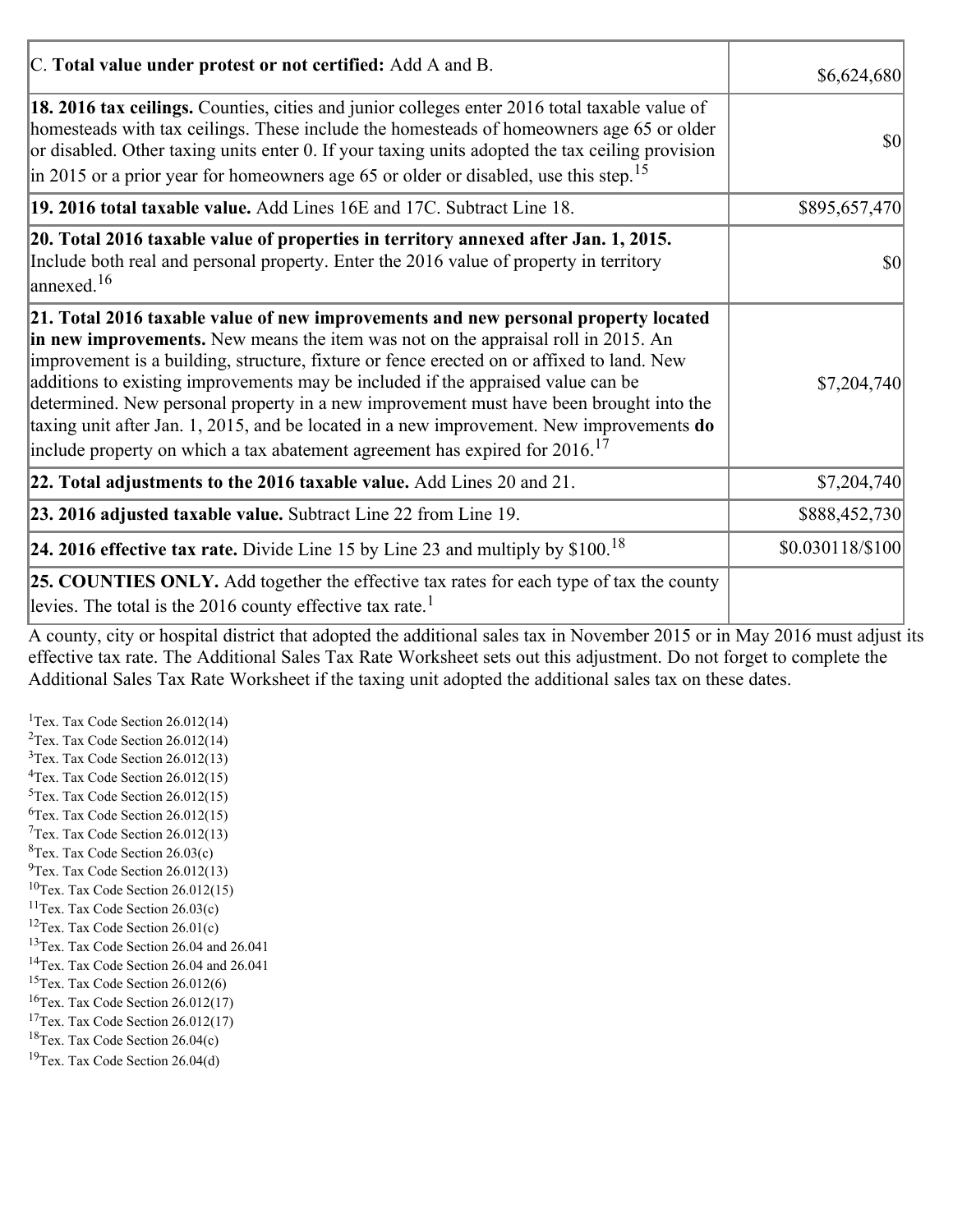| | |
|---|---|
| C. **Total value under protest or not certified:** Add A and B. | $6,624,680 |
| **18. 2016 tax ceilings.** Counties, cities and junior colleges enter 2016 total taxable value of homesteads with tax ceilings. These include the homesteads of homeowners age 65 or older or disabled. Other taxing units enter 0. If your taxing units adopted the tax ceiling provision in 2015 or a prior year for homeowners age 65 or older or disabled, use this step.[15] | $0 |
| **19. 2016 total taxable value.** Add Lines 16E and 17C. Subtract Line 18. | $895,657,470 |
| **20. Total 2016 taxable value of properties in territory annexed after Jan. 1, 2015.** Include both real and personal property. Enter the 2016 value of property in territory annexed.[16] | $0 |
| **21. Total 2016 taxable value of new improvements and new personal property located in new improvements.** New means the item was not on the appraisal roll in 2015. An improvement is a building, structure, fixture or fence erected on or affixed to land. New additions to existing improvements may be included if the appraised value can be determined. New personal property in a new improvement must have been brought into the taxing unit after Jan. 1, 2015, and be located in a new improvement. New improvements **do** include property on which a tax abatement agreement has expired for 2016.[17] | $7,204,740 |
| **22. Total adjustments to the 2016 taxable value.** Add Lines 20 and 21. | $7,204,740 |
| **23. 2016 adjusted taxable value.** Subtract Line 22 from Line 19. | $888,452,730 |
| **24. 2016 effective tax rate.** Divide Line 15 by Line 23 and multiply by $100.[18] | $0.030118/$100 |
| **25. COUNTIES ONLY.** Add together the effective tax rates for each type of tax the county levies. The total is the 2016 county effective tax rate.[1] | |

A county, city or hospital district that adopted the additional sales tax in November 2015 or in May 2016 must adjust its effective tax rate. The Additional Sales Tax Rate Worksheet sets out this adjustment. Do not forget to complete the Additional Sales Tax Rate Worksheet if the taxing unit adopted the additional sales tax on these dates.

[1]Tex. Tax Code Section 26.012(14)
[2]Tex. Tax Code Section 26.012(14)
[3]Tex. Tax Code Section 26.012(13)
[4]Tex. Tax Code Section 26.012(15)
[5]Tex. Tax Code Section 26.012(15)
[6]Tex. Tax Code Section 26.012(15)
[7]Tex. Tax Code Section 26.012(13)
[8]Tex. Tax Code Section 26.03(c)
[9]Tex. Tax Code Section 26.012(13)
[10]Tex. Tax Code Section 26.012(15)
[11]Tex. Tax Code Section 26.03(c)
[12]Tex. Tax Code Section 26.01(c)
[13]Tex. Tax Code Section 26.04 and 26.041
[14]Tex. Tax Code Section 26.04 and 26.041
[15]Tex. Tax Code Section 26.012(6)
[16]Tex. Tax Code Section 26.012(17)
[17]Tex. Tax Code Section 26.012(17)
[18]Tex. Tax Code Section 26.04(c)
[19]Tex. Tax Code Section 26.04(d)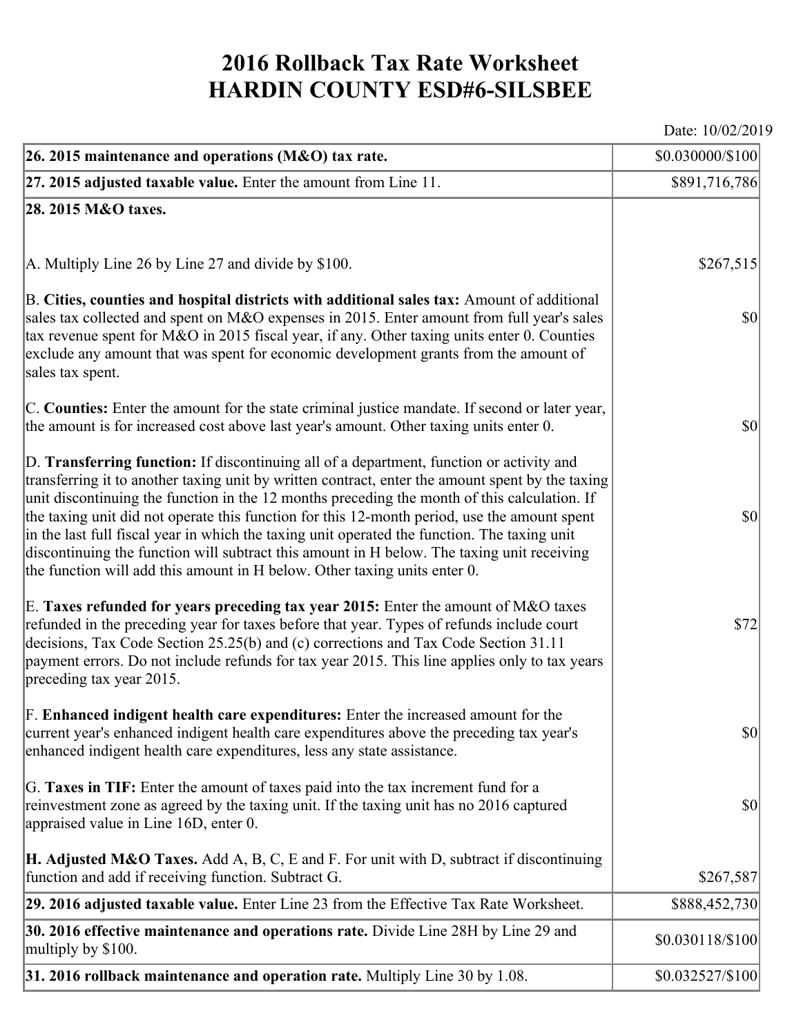# 2016 Rollback Tax Rate Worksheet
# HARDIN COUNTY ESD#6-SILSBEE

Date: 10/02/2019

| | |
|---|---|
| **26. 2015 maintenance and operations (M&O) tax rate.** | $0.030000/$100 |
| **27. 2015 adjusted taxable value.** Enter the amount from Line 11. | $891,716,786 |
| **28. 2015 M&O taxes.** | |
| A. Multiply Line 26 by Line 27 and divide by $100. | $267,515 |
| B. **Cities, counties and hospital districts with additional sales tax:** Amount of additional sales tax collected and spent on M&O expenses in 2015. Enter amount from full year's sales tax revenue spent for M&O in 2015 fiscal year, if any. Other taxing units enter 0. Counties exclude any amount that was spent for economic development grants from the amount of sales tax spent. | $0 |
| C. **Counties:** Enter the amount for the state criminal justice mandate. If second or later year, the amount is for increased cost above last year's amount. Other taxing units enter 0. | $0 |
| D. **Transferring function:** If discontinuing all of a department, function or activity and transferring it to another taxing unit by written contract, enter the amount spent by the taxing unit discontinuing the function in the 12 months preceding the month of this calculation. If the taxing unit did not operate this function for this 12-month period, use the amount spent in the last full fiscal year in which the taxing unit operated the function. The taxing unit discontinuing the function will subtract this amount in H below. The taxing unit receiving the function will add this amount in H below. Other taxing units enter 0. | $0 |
| E. **Taxes refunded for years preceding tax year 2015:** Enter the amount of M&O taxes refunded in the preceding year for taxes before that year. Types of refunds include court decisions, Tax Code Section 25.25(b) and (c) corrections and Tax Code Section 31.11 payment errors. Do not include refunds for tax year 2015. This line applies only to tax years preceding tax year 2015. | $72 |
| F. **Enhanced indigent health care expenditures:** Enter the increased amount for the current year's enhanced indigent health care expenditures above the preceding tax year's enhanced indigent health care expenditures, less any state assistance. | $0 |
| G. **Taxes in TIF:** Enter the amount of taxes paid into the tax increment fund for a reinvestment zone as agreed by the taxing unit. If the taxing unit has no 2016 captured appraised value in Line 16D, enter 0. | $0 |
| **H. Adjusted M&O Taxes.** Add A, B, C, E and F. For unit with D, subtract if discontinuing function and add if receiving function. Subtract G. | $267,587 |
| **29. 2016 adjusted taxable value.** Enter Line 23 from the Effective Tax Rate Worksheet. | $888,452,730 |
| **30. 2016 effective maintenance and operations rate.** Divide Line 28H by Line 29 and multiply by $100. | $0.030118/$100 |
| **31. 2016 rollback maintenance and operation rate.** Multiply Line 30 by 1.08. | $0.032527/$100 |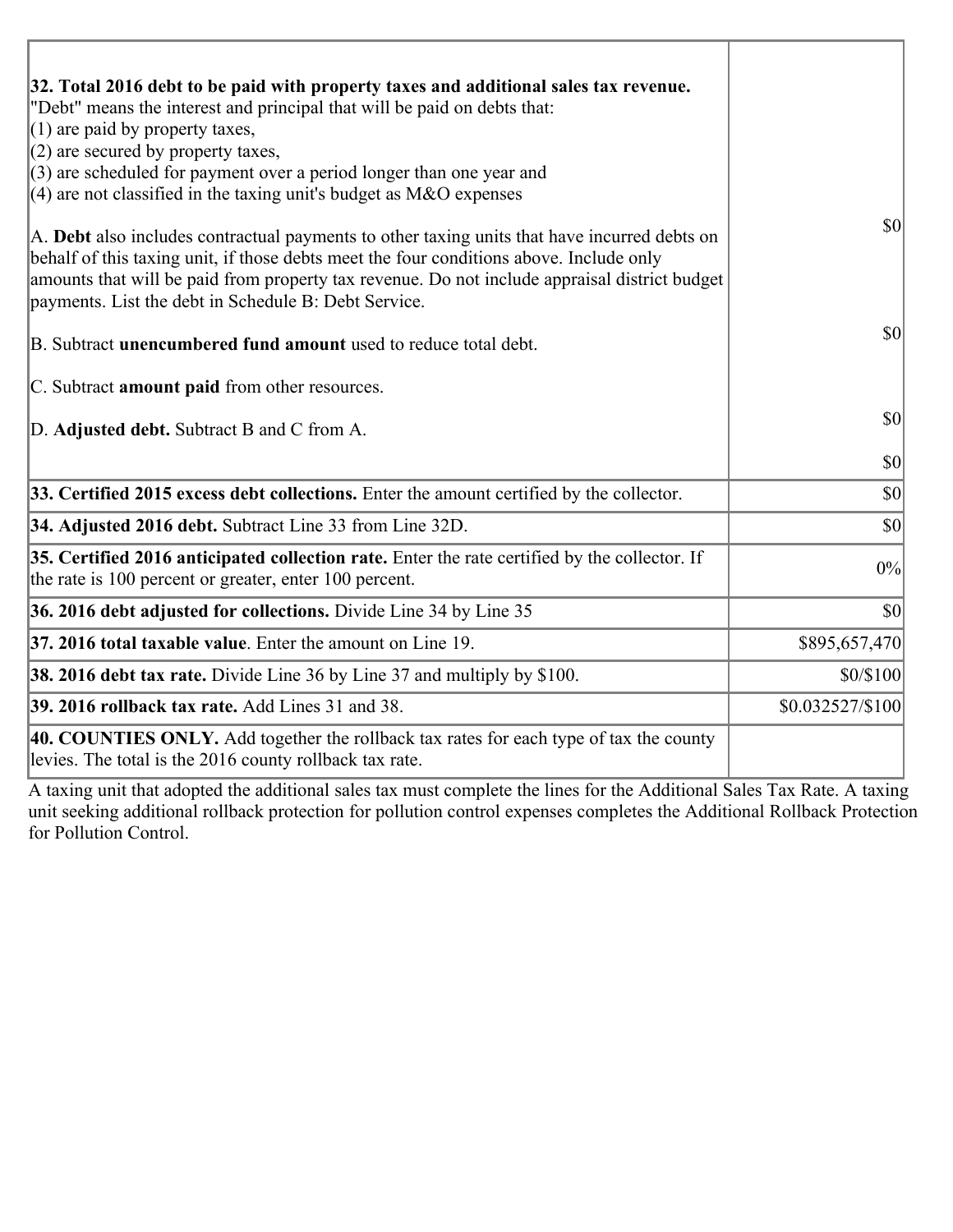| | |
|---|---|
| **32. Total 2016 debt to be paid with property taxes and additional sales tax revenue.**<br>"Debt" means the interest and principal that will be paid on debts that:<br>(1) are paid by property taxes,<br>(2) are secured by property taxes,<br>(3) are scheduled for payment over a period longer than one year and<br>(4) are not classified in the taxing unit's budget as M&O expenses<br><br>A. **Debt** also includes contractual payments to other taxing units that have incurred debts on behalf of this taxing unit, if those debts meet the four conditions above. Include only amounts that will be paid from property tax revenue. Do not include appraisal district budget payments. List the debt in Schedule B: Debt Service.<br><br>B. Subtract **unencumbered fund amount** used to reduce total debt.<br><br>C. Subtract **amount paid** from other resources.<br><br>D. **Adjusted debt.** Subtract B and C from A. | $0<br><br>$0<br><br>$0<br><br>$0 |
| **33. Certified 2015 excess debt collections.** Enter the amount certified by the collector. | $0 |
| **34. Adjusted 2016 debt.** Subtract Line 33 from Line 32D. | $0 |
| **35. Certified 2016 anticipated collection rate.** Enter the rate certified by the collector. If the rate is 100 percent or greater, enter 100 percent. | 0% |
| **36. 2016 debt adjusted for collections.** Divide Line 34 by Line 35 | $0 |
| **37. 2016 total taxable value**. Enter the amount on Line 19. | $895,657,470 |
| **38. 2016 debt tax rate.** Divide Line 36 by Line 37 and multiply by $100. | $0/$100 |
| **39. 2016 rollback tax rate.** Add Lines 31 and 38. | $0.032527/$100 |
| **40. COUNTIES ONLY.** Add together the rollback tax rates for each type of tax the county levies. The total is the 2016 county rollback tax rate. | |

A taxing unit that adopted the additional sales tax must complete the lines for the Additional Sales Tax Rate. A taxing unit seeking additional rollback protection for pollution control expenses completes the Additional Rollback Protection for Pollution Control.